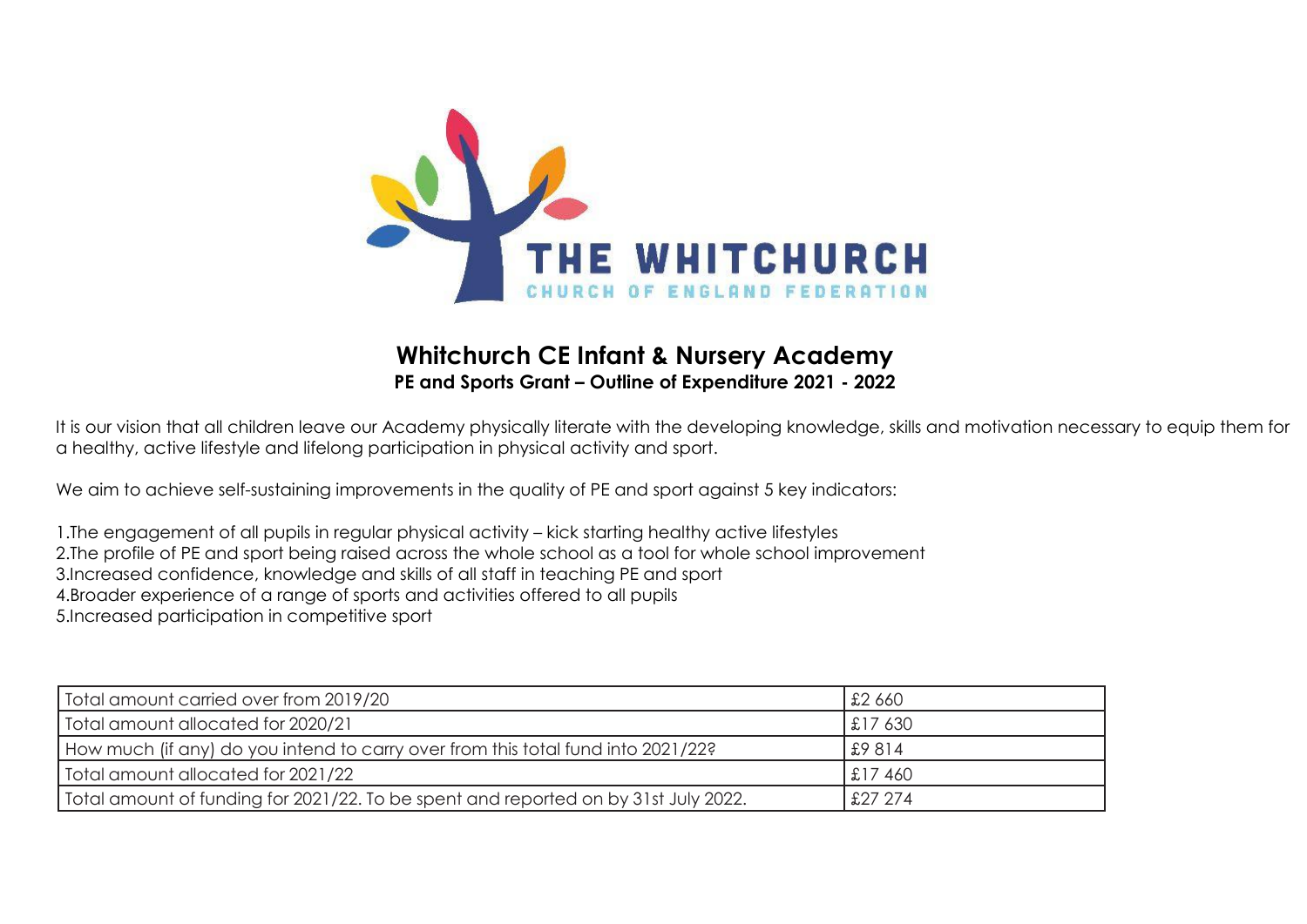THE WHITCHURCH

CHURCH OF ENGLAND FEDERATION

# Whitchurch CE Infant & Nursery Academy

## PE and Sports Grant – Outline of Expenditure 2021 - 2022

It is our vision that all children leave our Academy physically literate with the developing knowledge, skills and motivation necessary to equip them for a healthy, active lifestyle and lifelong participation in physical activity and sport.

We aim to achieve self-sustaining improvements in the quality of PE and sport against 5 key indicators:

1. The engagement of all pupils in regular physical activity – kick starting healthy active lifestyles
2. The profile of PE and sport being raised across the whole school as a tool for whole school improvement
3. Increased confidence, knowledge and skills of all staff in teaching PE and sport
4. Broader experience of a range of sports and activities offered to all pupils
5. Increased participation in competitive sport

| | |
|---|---|
| Total amount carried over from 2019/20 | £2 660 |
| Total amount allocated for 2020/21 | £17 630 |
| How much (if any) do you intend to carry over from this total fund into 2021/22? | £9 814 |
| Total amount allocated for 2021/22 | £17 460 |
| Total amount of funding for 2021/22. To be spent and reported on by 31st July 2022. | £27 274 |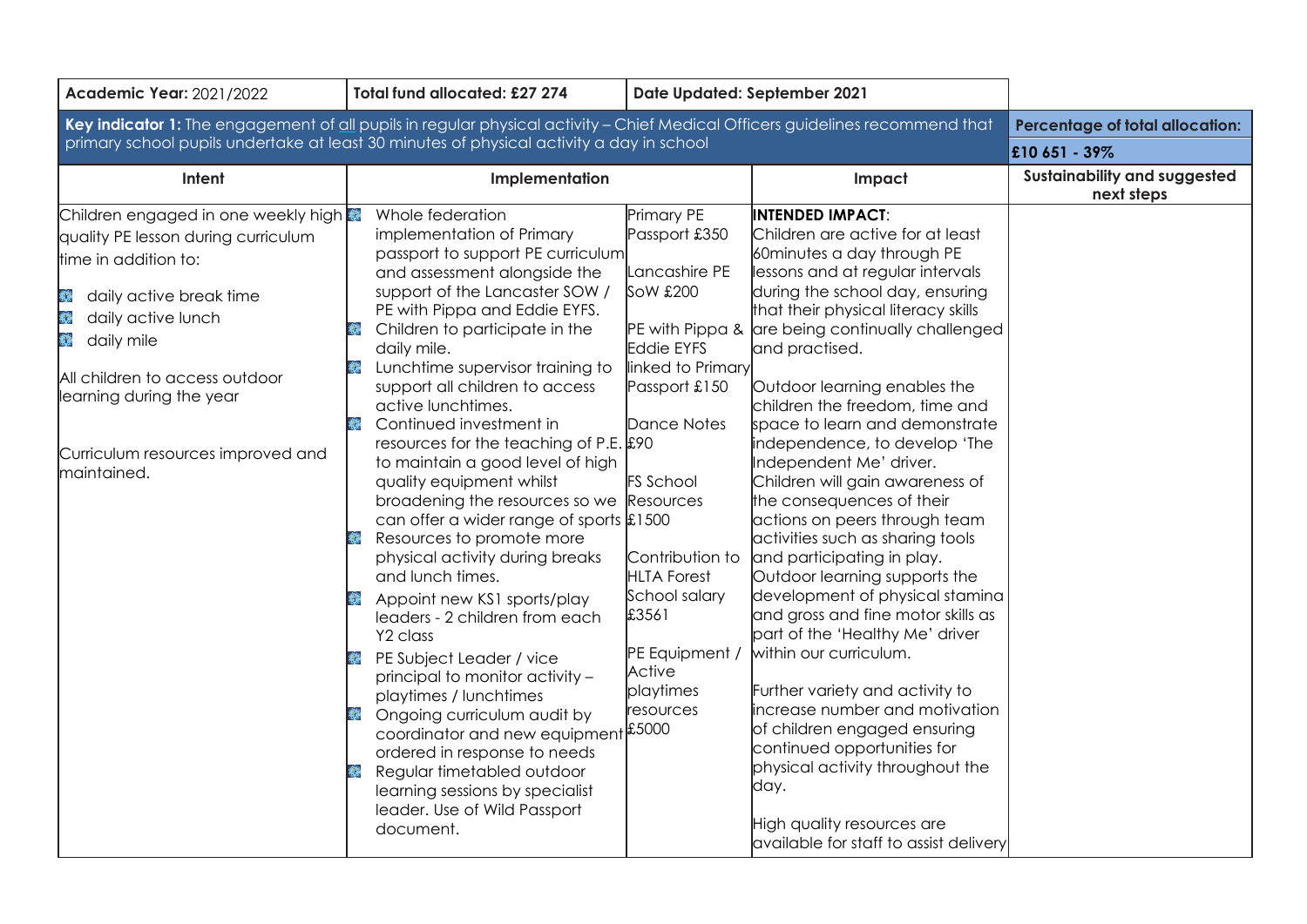| Academic Year: 2021/2022 | Total fund allocated: £27 274 | | Date Updated: September 2021 | |
|---|---|---|---|---|
| **Key indicator 1:** The engagement of all pupils in regular physical activity – Chief Medical Officers guidelines recommend that primary school pupils undertake at least 30 minutes of physical activity a day in school | | | | Percentage of total allocation: £10 651 - 39% |
| **Intent** | **Implementation** | | **Impact** | **Sustainability and suggested next steps** |
| Children engaged in one weekly high quality PE lesson during curriculum time in addition to:<br>- daily active break time<br>- daily active lunch<br>- daily mile<br><br>All children to access outdoor learning during the year<br><br>Curriculum resources improved and maintained. | - Whole federation implementation of Primary passport to support PE curriculum and assessment alongside the support of the Lancaster SOW / PE with Pippa and Eddie EYFS.<br>- Children to participate in the daily mile.<br>- Lunchtime supervisor training to support all children to access active lunchtimes.<br>- Continued investment in resources for the teaching of P.E. to maintain a good level of high quality equipment whilst broadening the resources so we can offer a wider range of sports<br>- Resources to promote more physical activity during breaks and lunch times.<br>- Appoint new KS1 sports/play leaders - 2 children from each Y2 class<br>- PE Subject Leader / vice principal to monitor activity – playtimes / lunchtimes<br>- Ongoing curriculum audit by coordinator and new equipment ordered in response to needs<br>- Regular timetabled outdoor learning sessions by specialist leader. Use of Wild Passport document. | Primary PE Passport £350<br><br>Lancashire PE SoW £200<br><br>PE with Pippa & Eddie EYFS linked to Primary Passport £150<br><br>Dance Notes £90<br><br>FS School Resources £1500<br><br>Contribution to HLTA Forest School salary £3561<br><br>PE Equipment / Active playtimes resources £5000 | **INTENDED IMPACT**:<br>Children are active for at least 60minutes a day through PE lessons and at regular intervals during the school day, ensuring that their physical literacy skills are being continually challenged and practised.<br><br>Outdoor learning enables the children the freedom, time and space to learn and demonstrate independence, to develop 'The Independent Me' driver.<br>Children will gain awareness of the consequences of their actions on peers through team activities such as sharing tools and participating in play.<br>Outdoor learning supports the development of physical stamina and gross and fine motor skills as part of the 'Healthy Me' driver within our curriculum.<br><br>Further variety and activity to increase number and motivation of children engaged ensuring continued opportunities for physical activity throughout the day.<br><br>High quality resources are available for staff to assist delivery | |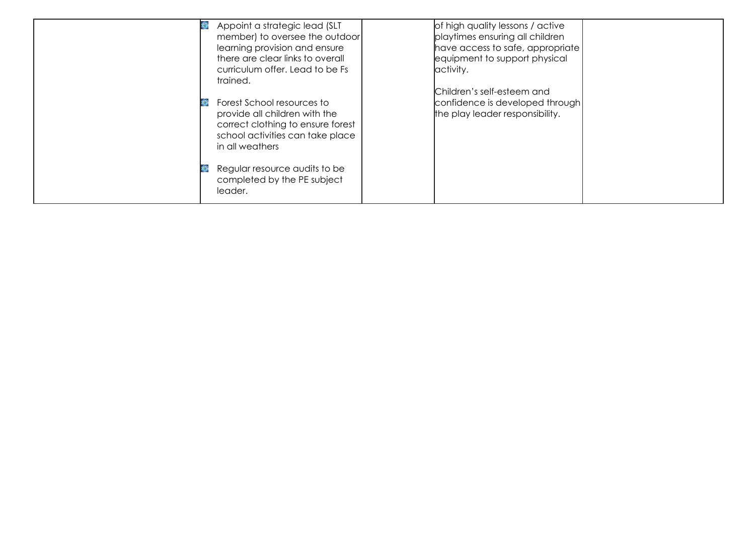| | | | | |
|---|---|---|---|---|
| | - Appoint a strategic lead (SLT member) to oversee the outdoor learning provision and ensure there are clear links to overall curriculum offer. Lead to be Fs trained.<br><br>- Forest School resources to provide all children with the correct clothing to ensure forest school activities can take place in all weathers<br><br>- Regular resource audits to be completed by the PE subject leader. | | of high quality lessons / active playtimes ensuring all children have access to safe, appropriate equipment to support physical activity.<br><br>Children's self-esteem and confidence is developed through the play leader responsibility. | |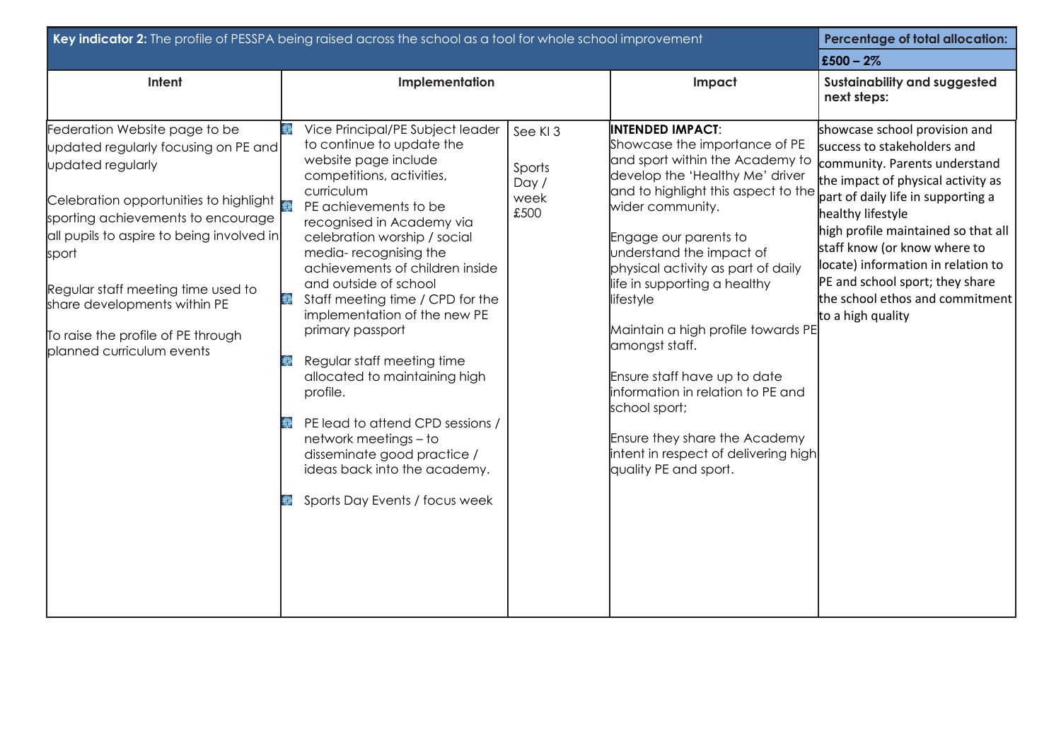| **Key indicator 2:** The profile of PESSPA being raised across the school as a tool for whole school improvement | | | | **Percentage of total allocation:** |
|---|---|---|---|---|
| | | | | **£500 – 2%** |
| **Intent** | **Implementation** | | **Impact** | **Sustainability and suggested next steps:** |
| Federation Website page to be updated regularly focusing on PE and updated regularly<br><br>Celebration opportunities to highlight sporting achievements to encourage all pupils to aspire to being involved in sport<br><br>Regular staff meeting time used to share developments within PE<br><br>To raise the profile of PE through planned curriculum events | • Vice Principal/PE Subject leader to continue to update the website page include competitions, activities, curriculum<br>• PE achievements to be recognised in Academy via celebration worship / social media- recognising the achievements of children inside and outside of school<br>• Staff meeting time / CPD for the implementation of the new PE primary passport<br>• Regular staff meeting time allocated to maintaining high profile.<br>• PE lead to attend CPD sessions / network meetings – to disseminate good practice / ideas back into the academy.<br>• Sports Day Events / focus week | See KI 3<br><br>Sports Day / week £500 | **INTENDED IMPACT**:<br>Showcase the importance of PE and sport within the Academy to develop the 'Healthy Me' driver and to highlight this aspect to the wider community.<br><br>Engage our parents to understand the impact of physical activity as part of daily life in supporting a healthy lifestyle<br><br>Maintain a high profile towards PE amongst staff.<br><br>Ensure staff have up to date information in relation to PE and school sport;<br><br>Ensure they share the Academy intent in respect of delivering high quality PE and sport. | showcase school provision and success to stakeholders and community. Parents understand the impact of physical activity as part of daily life in supporting a healthy lifestyle<br>high profile maintained so that all staff know (or know where to locate) information in relation to PE and school sport; they share the school ethos and commitment to a high quality |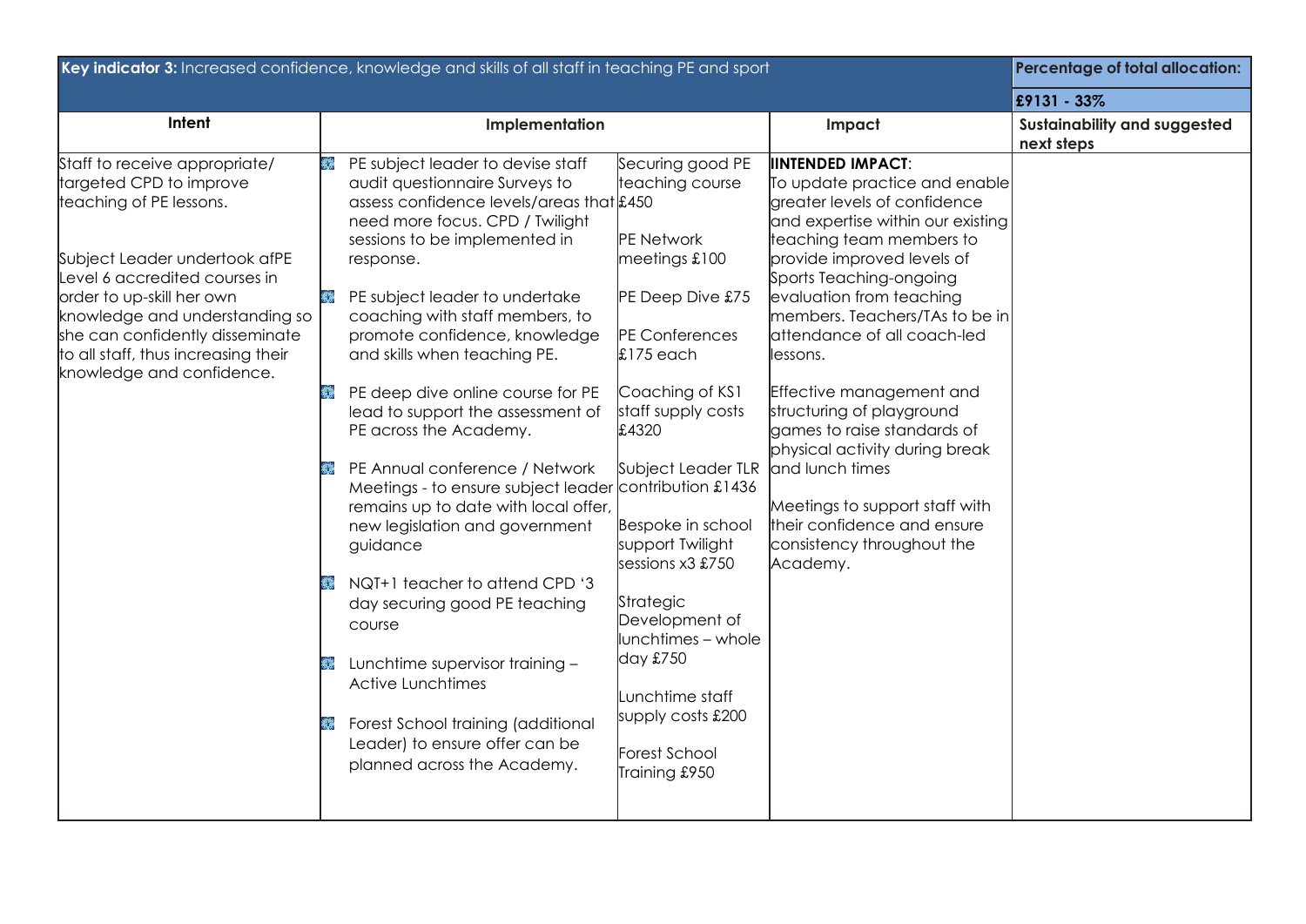| **Key indicator 3:** Increased confidence, knowledge and skills of all staff in teaching PE and sport | | | | **Percentage of total allocation:** |
|---|---|---|---|---|
| | | | | **£9131 - 33%** |
| **Intent** | **Implementation** | | **Impact** | **Sustainability and suggested next steps** |
| Staff to receive appropriate/ targeted CPD to improve teaching of PE lessons.<br><br>Subject Leader undertook afPE Level 6 accredited courses in order to up-skill her own knowledge and understanding so she can confidently disseminate to all staff, thus increasing their knowledge and confidence. | - PE subject leader to devise staff audit questionnaire Surveys to assess confidence levels/areas that need more focus. CPD / Twilight sessions to be implemented in response.<br>- PE subject leader to undertake coaching with staff members, to promote confidence, knowledge and skills when teaching PE.<br>- PE deep dive online course for PE lead to support the assessment of PE across the Academy.<br>- PE Annual conference / Network Meetings - to ensure subject leader remains up to date with local offer, new legislation and government guidance<br>- NQT+1 teacher to attend CPD '3 day securing good PE teaching course<br>- Lunchtime supervisor training – Active Lunchtimes<br>- Forest School training (additional Leader) to ensure offer can be planned across the Academy. | Securing good PE teaching course £450<br><br>PE Network meetings £100<br><br>PE Deep Dive £75<br><br>PE Conferences £175 each<br><br>Coaching of KS1 staff supply costs £4320<br><br>Subject Leader TLR contribution £1436<br><br>Bespoke in school support Twilight sessions x3 £750<br><br>Strategic Development of lunchtimes – whole day £750<br><br>Lunchtime staff supply costs £200<br><br>Forest School Training £950 | **INTENDED IMPACT**:<br>To update practice and enable greater levels of confidence and expertise within our existing teaching team members to provide improved levels of Sports Teaching-ongoing evaluation from teaching members. Teachers/TAs to be in attendance of all coach-led lessons.<br><br>Effective management and structuring of playground games to raise standards of physical activity during break and lunch times<br><br>Meetings to support staff with their confidence and ensure consistency throughout the Academy. | |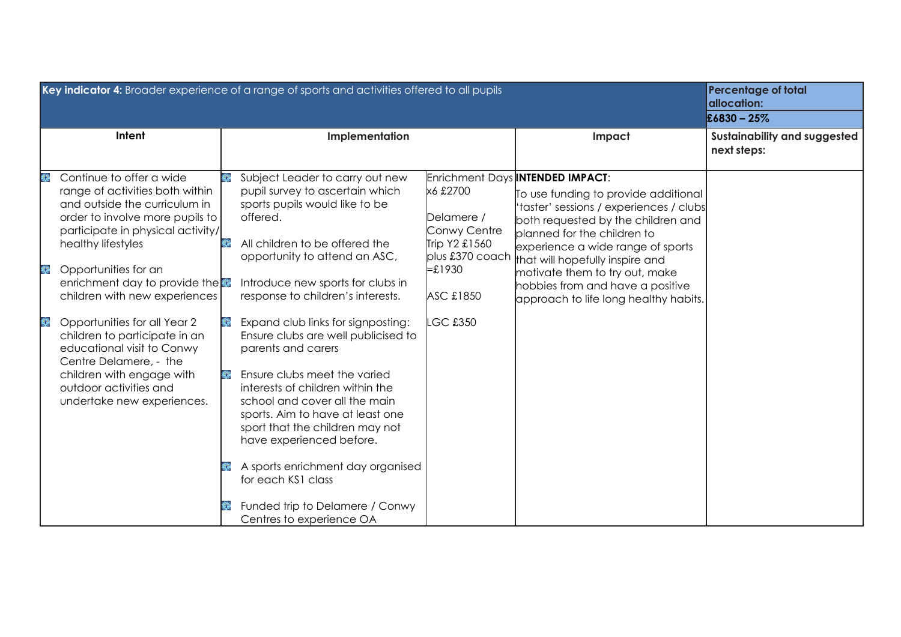| **Key indicator 4:** Broader experience of a range of sports and activities offered to all pupils | | | | **Percentage of total allocation:** **£6830 – 25%** |
|---|---|---|---|---|
| **Intent** | **Implementation** | | **Impact** | **Sustainability and suggested next steps:** |
| - Continue to offer a wide range of activities both within and outside the curriculum in order to involve more pupils to participate in physical activity/ healthy lifestyles<br>- Opportunities for an enrichment day to provide the children with new experiences<br>- Opportunities for all Year 2 children to participate in an educational visit to Conwy Centre Delamere, - the children with engage with outdoor activities and undertake new experiences. | - Subject Leader to carry out new pupil survey to ascertain which sports pupils would like to be offered.<br>- All children to be offered the opportunity to attend an ASC,<br>- Introduce new sports for clubs in response to children's interests.<br>- Expand club links for signposting: Ensure clubs are well publicised to parents and carers<br>- Ensure clubs meet the varied interests of children within the school and cover all the main sports. Aim to have at least one sport that the children may not have experienced before.<br>- A sports enrichment day organised for each KS1 class<br>- Funded trip to Delamere / Conwy Centres to experience OA | Enrichment Days x6 £2700<br><br>Delamere / Conwy Centre Trip Y2 £1560 plus £370 coach =£1930<br><br>ASC £1850<br><br>LGC £350 | **INTENDED IMPACT**:<br>To use funding to provide additional 'taster' sessions / experiences / clubs both requested by the children and planned for the children to experience a wide range of sports that will hopefully inspire and motivate them to try out, make hobbies from and have a positive approach to life long healthy habits. | |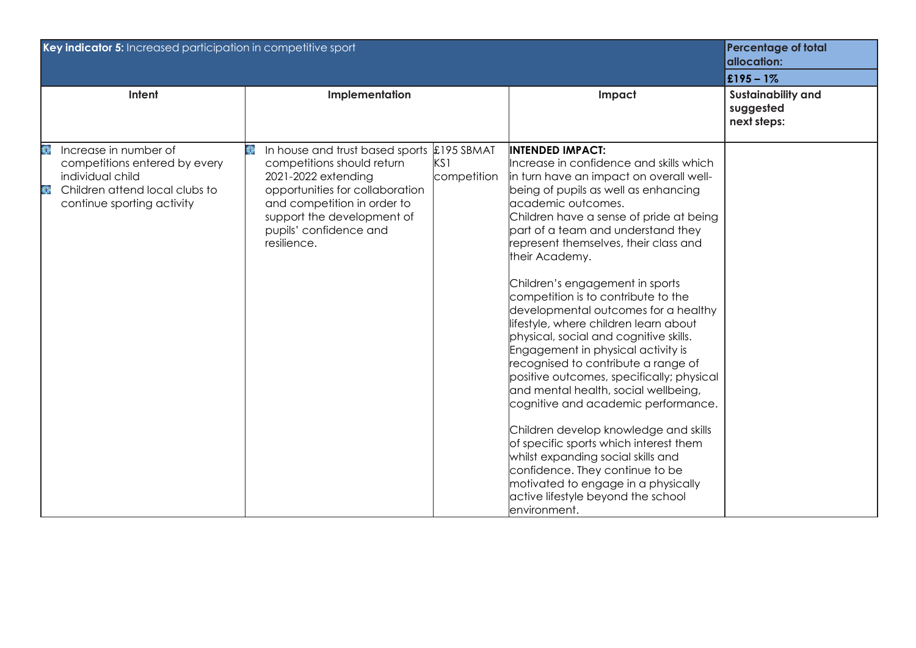| **Key indicator 5:** Increased participation in competitive sport | | | | **Percentage of total allocation:** |
|---|---|---|---|---|
| | | | | **£195 – 1%** |
| **Intent** | **Implementation** | | **Impact** | **Sustainability and suggested next steps:** |
| - Increase in number of competitions entered by every individual child<br>- Children attend local clubs to continue sporting activity | - In house and trust based sports competitions should return 2021-2022 extending opportunities for collaboration and competition in order to support the development of pupils' confidence and resilience. | £195 SBMAT KS1 competition | **INTENDED IMPACT:**<br>Increase in confidence and skills which in turn have an impact on overall well-being of pupils as well as enhancing academic outcomes.<br>Children have a sense of pride at being part of a team and understand they represent themselves, their class and their Academy.<br><br>Children's engagement in sports competition is to contribute to the developmental outcomes for a healthy lifestyle, where children learn about physical, social and cognitive skills. Engagement in physical activity is recognised to contribute a range of positive outcomes, specifically; physical and mental health, social wellbeing, cognitive and academic performance.<br><br>Children develop knowledge and skills of specific sports which interest them whilst expanding social skills and confidence. They continue to be motivated to engage in a physically active lifestyle beyond the school environment. | |